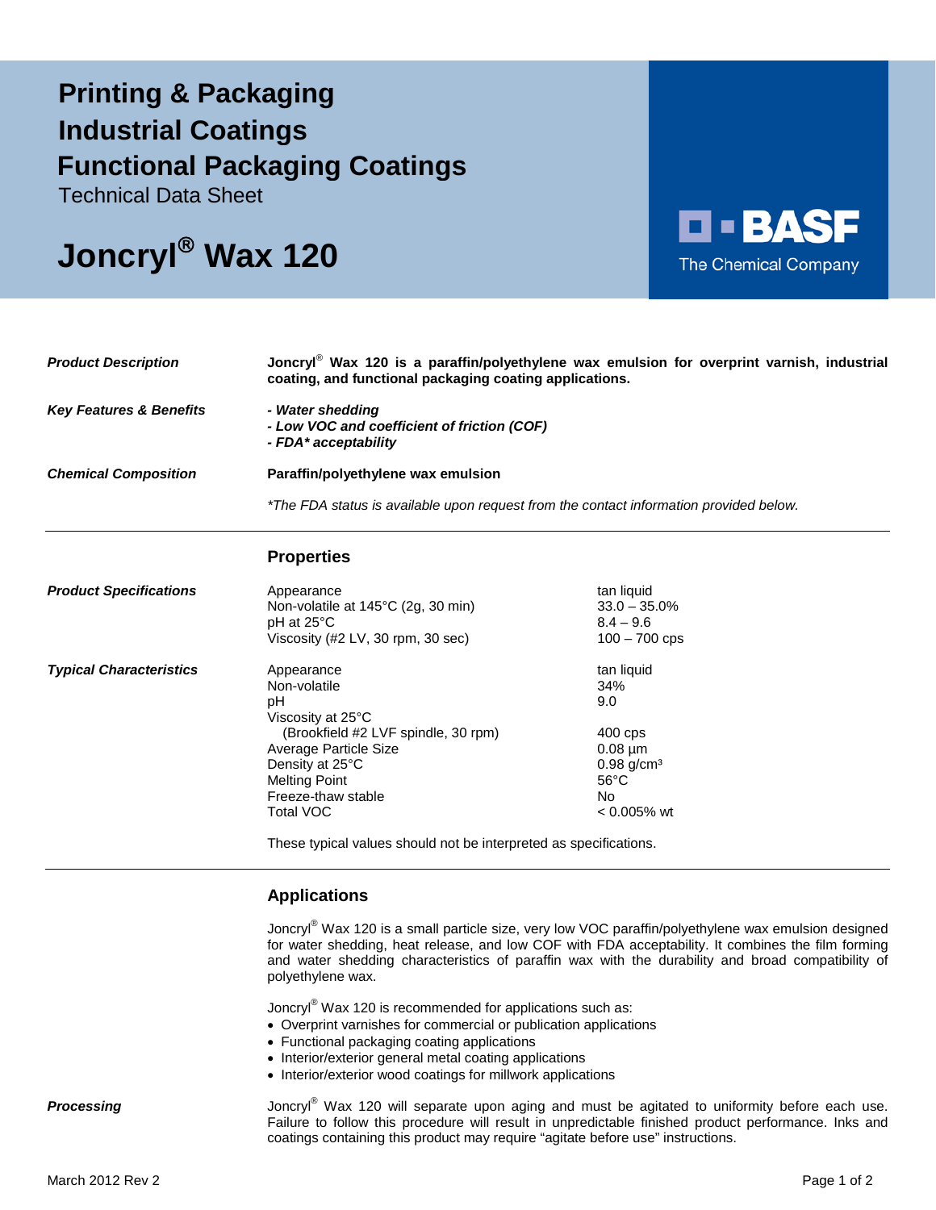# Printing & Packaging
# Industrial Coatings
# Functional Packaging Coatings

Technical Data Sheet

# Joncryl® Wax 120

BASF
The Chemical Company

***Product Description***

**Joncryl® Wax 120 is a paraffin/polyethylene wax emulsion for overprint varnish, industrial coating, and functional packaging coating applications.**

***Key Features & Benefits***

***- Water shedding***
***- Low VOC and coefficient of friction (COF)***
***- FDA* acceptability***

***Chemical Composition***

**Paraffin/polyethylene wax emulsion**

*\*The FDA status is available upon request from the contact information provided below.*

---

## Properties

***Product Specifications***

| | |
|---|---|
| Appearance | tan liquid |
| Non-volatile at 145°C (2g, 30 min) | 33.0 – 35.0% |
| pH at 25°C | 8.4 – 9.6 |
| Viscosity (#2 LV, 30 rpm, 30 sec) | 100 – 700 cps |

***Typical Characteristics***

| | |
|---|---|
| Appearance | tan liquid |
| Non-volatile | 34% |
| pH | 9.0 |
| Viscosity at 25°C (Brookfield #2 LVF spindle, 30 rpm) | 400 cps |
| Average Particle Size | 0.08 µm |
| Density at 25°C | 0.98 g/cm³ |
| Melting Point | 56°C |
| Freeze-thaw stable | No |
| Total VOC | < 0.005% wt |

These typical values should not be interpreted as specifications.

---

## Applications

Joncryl® Wax 120 is a small particle size, very low VOC paraffin/polyethylene wax emulsion designed for water shedding, heat release, and low COF with FDA acceptability. It combines the film forming and water shedding characteristics of paraffin wax with the durability and broad compatibility of polyethylene wax.

Joncryl® Wax 120 is recommended for applications such as:

- Overprint varnishes for commercial or publication applications
- Functional packaging coating applications
- Interior/exterior general metal coating applications
- Interior/exterior wood coatings for millwork applications

***Processing***

Joncryl® Wax 120 will separate upon aging and must be agitated to uniformity before each use. Failure to follow this procedure will result in unpredictable finished product performance. Inks and coatings containing this product may require "agitate before use" instructions.

March 2012 Rev 2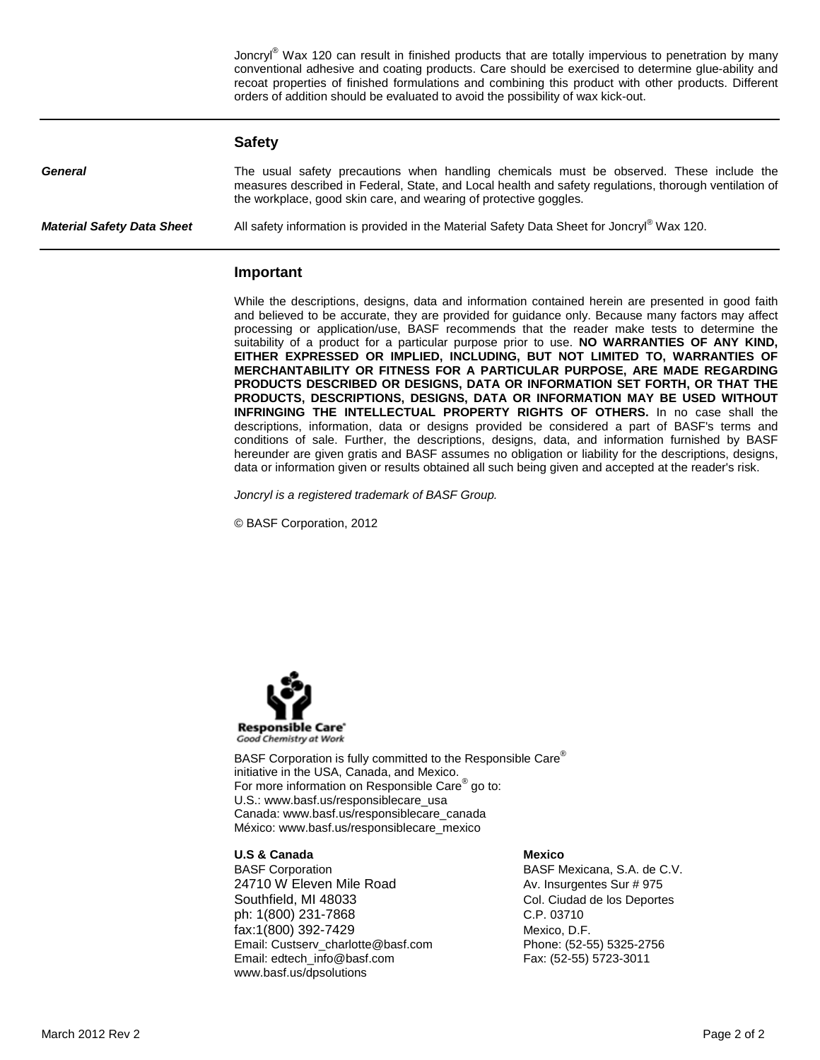Joncryl® Wax 120 can result in finished products that are totally impervious to penetration by many conventional adhesive and coating products. Care should be exercised to determine glue-ability and recoat properties of finished formulations and combining this product with other products. Different orders of addition should be evaluated to avoid the possibility of wax kick-out.

## Safety

***General***

The usual safety precautions when handling chemicals must be observed. These include the measures described in Federal, State, and Local health and safety regulations, thorough ventilation of the workplace, good skin care, and wearing of protective goggles.

***Material Safety Data Sheet***

All safety information is provided in the Material Safety Data Sheet for Joncryl® Wax 120.

## Important

While the descriptions, designs, data and information contained herein are presented in good faith and believed to be accurate, they are provided for guidance only. Because many factors may affect processing or application/use, BASF recommends that the reader make tests to determine the suitability of a product for a particular purpose prior to use. **NO WARRANTIES OF ANY KIND, EITHER EXPRESSED OR IMPLIED, INCLUDING, BUT NOT LIMITED TO, WARRANTIES OF MERCHANTABILITY OR FITNESS FOR A PARTICULAR PURPOSE, ARE MADE REGARDING PRODUCTS DESCRIBED OR DESIGNS, DATA OR INFORMATION SET FORTH, OR THAT THE PRODUCTS, DESCRIPTIONS, DESIGNS, DATA OR INFORMATION MAY BE USED WITHOUT INFRINGING THE INTELLECTUAL PROPERTY RIGHTS OF OTHERS.** In no case shall the descriptions, information, data or designs provided be considered a part of BASF's terms and conditions of sale. Further, the descriptions, designs, data, and information furnished by BASF hereunder are given gratis and BASF assumes no obligation or liability for the descriptions, designs, data or information given or results obtained all such being given and accepted at the reader's risk.

*Joncryl is a registered trademark of BASF Group.*

© BASF Corporation, 2012

**Responsible Care®**
*Good Chemistry at Work*

BASF Corporation is fully committed to the Responsible Care®
initiative in the USA, Canada, and Mexico.
For more information on Responsible Care® go to:
U.S.: www.basf.us/responsiblecare_usa
Canada: www.basf.us/responsiblecare_canada
México: www.basf.us/responsiblecare_mexico

**U.S & Canada**
BASF Corporation
24710 W Eleven Mile Road
Southfield, MI 48033
ph: 1(800) 231-7868
fax:1(800) 392-7429
Email: Custserv_charlotte@basf.com
Email: edtech_info@basf.com
www.basf.us/dpsolutions

**Mexico**
BASF Mexicana, S.A. de C.V.
Av. Insurgentes Sur # 975
Col. Ciudad de los Deportes
C.P. 03710
Mexico, D.F.
Phone: (52-55) 5325-2756
Fax: (52-55) 5723-3011

March 2012 Rev 2